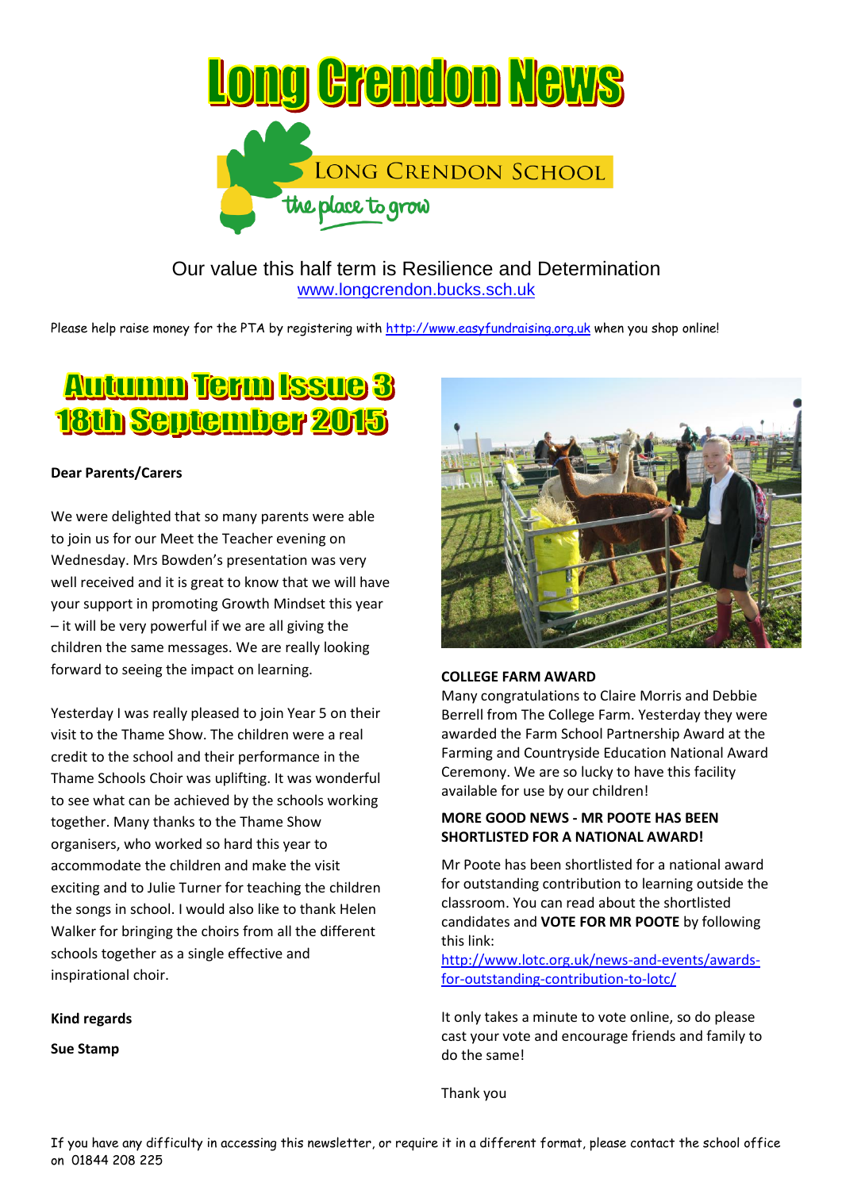# Long Crendon News

LONG CRENDON SCHOOL

the place to grow

Our value this half term is Resilience and Determination

www.longcrendon.bucks.sch.uk

Please help raise money for the PTA by registering with http://www.easyfundraising.org.uk when you shop online!

## Autumn Term Issue 3
## 18th September 2015

**Dear Parents/Carers**

We were delighted that so many parents were able to join us for our Meet the Teacher evening on Wednesday. Mrs Bowden's presentation was very well received and it is great to know that we will have your support in promoting Growth Mindset this year – it will be very powerful if we are all giving the children the same messages. We are really looking forward to seeing the impact on learning.

Yesterday I was really pleased to join Year 5 on their visit to the Thame Show. The children were a real credit to the school and their performance in the Thame Schools Choir was uplifting. It was wonderful to see what can be achieved by the schools working together. Many thanks to the Thame Show organisers, who worked so hard this year to accommodate the children and make the visit exciting and to Julie Turner for teaching the children the songs in school. I would also like to thank Helen Walker for bringing the choirs from all the different schools together as a single effective and inspirational choir.

**Kind regards**

**Sue Stamp**

**COLLEGE FARM AWARD**

Many congratulations to Claire Morris and Debbie Berrell from The College Farm. Yesterday they were awarded the Farm School Partnership Award at the Farming and Countryside Education National Award Ceremony. We are so lucky to have this facility available for use by our children!

**MORE GOOD NEWS - MR POOTE HAS BEEN SHORTLISTED FOR A NATIONAL AWARD!**

Mr Poote has been shortlisted for a national award for outstanding contribution to learning outside the classroom. You can read about the shortlisted candidates and **VOTE FOR MR POOTE** by following this link: http://www.lotc.org.uk/news-and-events/awards-for-outstanding-contribution-to-lotc/

It only takes a minute to vote online, so do please cast your vote and encourage friends and family to do the same!

Thank you

If you have any difficulty in accessing this newsletter, or require it in a different format, please contact the school office on 01844 208 225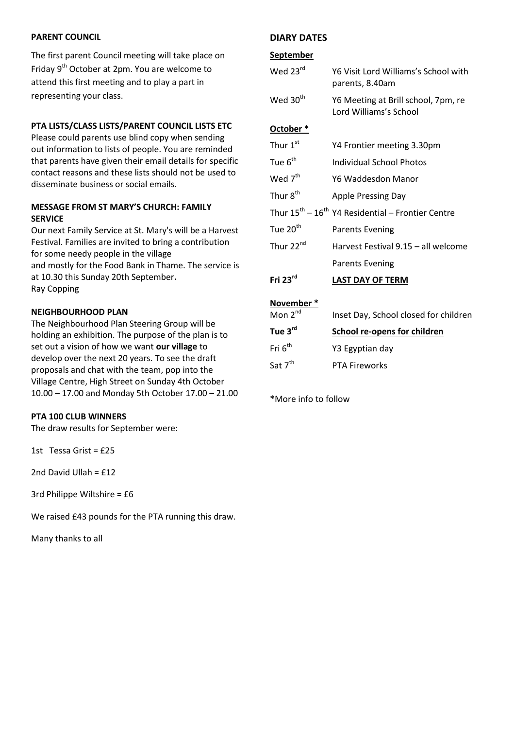**PARENT COUNCIL**

The first parent Council meeting will take place on Friday 9th October at 2pm. You are welcome to attend this first meeting and to play a part in representing your class.

**PTA LISTS/CLASS LISTS/PARENT COUNCIL LISTS ETC**

Please could parents use blind copy when sending out information to lists of people. You are reminded that parents have given their email details for specific contact reasons and these lists should not be used to disseminate business or social emails.

**MESSAGE FROM ST MARY'S CHURCH: FAMILY SERVICE**

Our next Family Service at St. Mary's will be a Harvest Festival. Families are invited to bring a contribution for some needy people in the village
and mostly for the Food Bank in Thame. The service is at 10.30 this Sunday 20th September**.**
Ray Copping

**NEIGHBOURHOOD PLAN**

The Neighbourhood Plan Steering Group will be holding an exhibition. The purpose of the plan is to set out a vision of how we want **our village** to develop over the next 20 years. To see the draft proposals and chat with the team, pop into the Village Centre, High Street on Sunday 4th October 10.00 – 17.00 and Monday 5th October 17.00 – 21.00

**PTA 100 CLUB WINNERS**

The draw results for September were:

1st Tessa Grist = £25

2nd David Ullah = £12

3rd Philippe Wiltshire = £6

We raised £43 pounds for the PTA running this draw.

Many thanks to all

**DIARY DATES**

**September**

| | |
|---|---|
| Wed 23rd | Y6 Visit Lord Williams's School with parents, 8.40am |
| Wed 30th | Y6 Meeting at Brill school, 7pm, re Lord Williams's School |

**October ***

| | |
|---|---|
| Thur 1st | Y4 Frontier meeting 3.30pm |
| Tue 6th | Individual School Photos |
| Wed 7th | Y6 Waddesdon Manor |
| Thur 8th | Apple Pressing Day |
| Thur 15th – 16th | Y4 Residential – Frontier Centre |
| Tue 20th | Parents Evening |
| Thur 22nd | Harvest Festival 9.15 – all welcome |
| | Parents Evening |
| **Fri 23rd** | **LAST DAY OF TERM** |

**November ***

| | |
|---|---|
| Mon 2nd | Inset Day, School closed for children |
| **Tue 3rd** | **School re-opens for children** |
| Fri 6th | Y3 Egyptian day |
| Sat 7th | PTA Fireworks |

*More info to follow